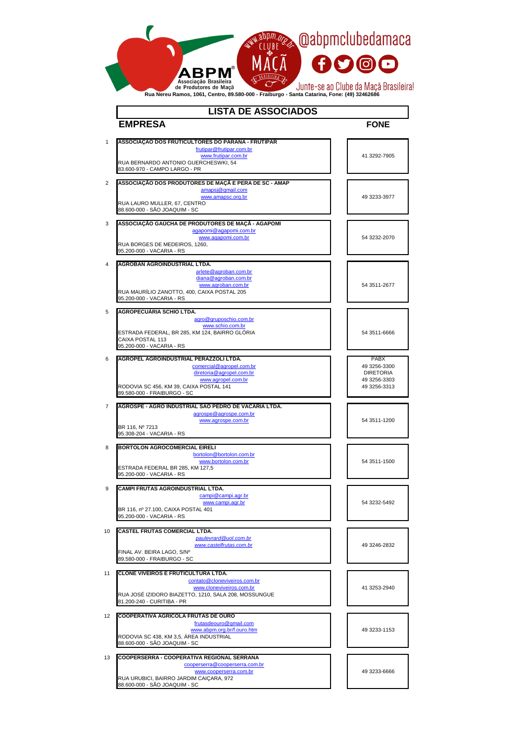ABPM® Associação Brasileira de Produtores de Maçã

@abpmclubedamaca

Junte-se ao Clube da Maçã Brasileira!

Rua Nereu Ramos, 1061, Centro, 89.580-000 - Fraiburgo - Santa Catarina, Fone: (49) 32462686

# LISTA DE ASSOCIADOS

| | EMPRESA | FONE |
|---|---|---|
| 1 | **ASSOCIAÇAO DOS FRUTICULTORES DO PARANA - FRUTIPAR**<br>frutipar@frutipar.com.br<br>www.frutipar.com.br<br>RUA BERNARDO ANTONIO GUERCHESWKI, 54<br>83.600-970 - CAMPO LARGO - PR | 41 3292-7905 |
| 2 | **ASSOCIAÇÃO DOS PRODUTORES DE MAÇÃ E PERA DE SC - AMAP**<br>amapsj@gmail.com<br>www.amapsc.org.br<br>RUA LAURO MULLER, 67, CENTRO<br>88.600-000 - SÃO JOAQUIM - SC | 49 3233-3977 |
| 3 | **ASSOCIAÇÃO GAÚCHA DE PRODUTORES DE MAÇÃ - AGAPOMI**<br>agapomi@agapomi.com.br<br>www.agapomi.com.br<br>RUA BORGES DE MEDEIROS, 1260,<br>95.200-000 - VACARIA - RS | 54 3232-2070 |
| 4 | **AGROBAN AGROINDUSTRIAL LTDA.**<br>arlete@agroban.com.br<br>diana@agroban.com.br<br>www.agroban.com.br<br>RUA MAURÍLIO ZANOTTO, 400, CAIXA POSTAL 205<br>95.200-000 - VACARIA - RS | 54 3511-2677 |
| 5 | **AGROPECUÁRIA SCHIO LTDA.**<br>agro@gruposchio.com.br<br>www.schio.com.br<br>ESTRADA FEDERAL, BR 285, KM 124, BAIRRO GLÓRIA<br>CAIXA POSTAL 113<br>95.200-000 - VACARIA - RS | 54 3511-6666 |
| 6 | **AGROPEL AGROINDUSTRIAL PERAZZOLI LTDA.**<br>comercial@agropel.com.br<br>diretoria@agropel.com.br<br>www.agropel.com.br<br>RODOVIA SC 456, KM 39, CAIXA POSTAL 141<br>89.580-000 - FRAIBURGO - SC | PABX<br>49 3256-3300<br>DIRETORIA<br>49 3256-3303<br>49 3256-3313 |
| 7 | **AGROSPE - AGRO INDUSTRIAL SÃO PEDRO DE VACARIA LTDA.**<br>agrospe@agrospe.com.br<br>www.agrospe.com.br<br>BR 116, Nº 7213<br>95.308-204 - VACARIA - RS | 54 3511-1200 |
| 8 | **BORTOLON AGROCOMERCIAL EIRELI**<br>bortolon@bortolon.com.br<br>www.bortolon.com.br<br>ESTRADA FEDERAL BR 285, KM 127,5<br>95.200-000 - VACARIA - RS | 54 3511-1500 |
| 9 | **CAMPI FRUTAS AGROINDUSTRIAL LTDA.**<br>campi@campi.agr.br<br>www.campi.agr.br<br>BR 116, nº 27.100, CAIXA POSTAL 401<br>95.200-000 - VACARIA - RS | 54 3232-5492 |
| 10 | **CASTEL FRUTAS COMERCIAL LTDA.**<br>*paulevrard@uol.com.br*<br>*www.castelfrutas.com.br*<br>FINAL AV. BEIRA LAGO, S/Nº<br>89.580-000 - FRAIBURGO - SC | 49 3246-2832 |
| 11 | **CLONE VIVEIROS E FRUTICULTURA LTDA.**<br>contato@cloneviveiros.com.br<br>www.cloneviveiros.com.br<br>RUA JOSÉ IZIDORO BIAZETTO, 1210, SALA 208, MOSSUNGUE<br>81.200-240 - CURITIBA - PR | 41 3253-2940 |
| 12 | **COOPERATIVA AGRICOLA FRUTAS DE OURO**<br>frutasdeouro@gmail.com<br>www.abpm.org.br/f.ouro.htm<br>RODOVIA SC 438, KM 3,5, ÁREA INDUSTRIAL<br>88.600-000 - SÃO JOAQUIM - SC | 49 3233-1153 |
| 13 | **COOPERSERRA - COOPERATIVA REGIONAL SERRANA**<br>cooperserra@cooperserra.com.br<br>www.cooperserra.com.br<br>RUA URUBICI, BAIRRO JARDIM CAIÇARA, 972<br>88.600-000 - SÃO JOAQUIM - SC | 49 3233-6666 |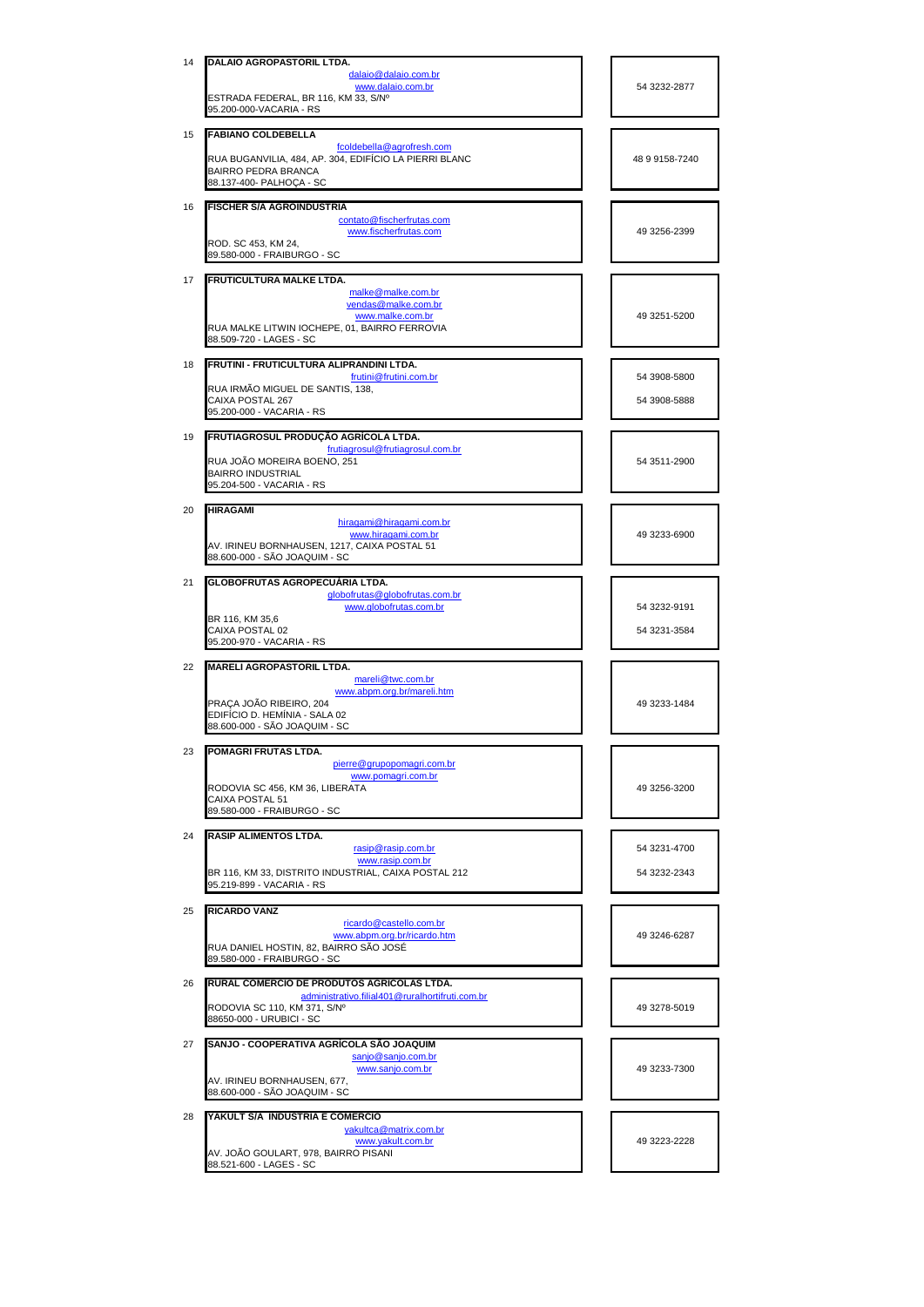| | | |
|---|---|---|
| 14 | **DALAIO AGROPASTORIL LTDA.**<br>dalaio@dalaio.com.br<br>www.dalaio.com.br<br>ESTRADA FEDERAL, BR 116, KM 33, S/Nº<br>95.200-000-VACARIA - RS | 54 3232-2877 |
| 15 | **FABIANO COLDEBELLA**<br>fcoldebella@agrofresh.com<br>RUA BUGANVILIA, 484, AP. 304, EDIFÍCIO LA PIERRI BLANC<br>BAIRRO PEDRA BRANCA<br>88.137-400- PALHOÇA - SC | 48 9 9158-7240 |
| 16 | **FISCHER S/A AGROINDUSTRIA**<br>contato@fischerfrutas.com<br>www.fischerfrutas.com<br>ROD. SC 453, KM 24,<br>89.580-000 - FRAIBURGO - SC | 49 3256-2399 |
| 17 | **FRUTICULTURA MALKE LTDA.**<br>malke@malke.com.br<br>vendas@malke.com.br<br>www.malke.com.br<br>RUA MALKE LITWIN IOCHEPE, 01, BAIRRO FERROVIA<br>88.509-720 - LAGES - SC | 49 3251-5200 |
| 18 | **FRUTINI - FRUTICULTURA ALIPRANDINI LTDA.**<br>frutini@frutini.com.br<br>RUA IRMÃO MIGUEL DE SANTIS, 138,<br>CAIXA POSTAL 267<br>95.200-000 - VACARIA - RS | 54 3908-5800<br>54 3908-5888 |
| 19 | **FRUTIAGROSUL PRODUÇÃO AGRÍCOLA LTDA.**<br>frutiagrosul@frutiagrosul.com.br<br>RUA JOÃO MOREIRA BOENO, 251<br>BAIRRO INDUSTRIAL<br>95.204-500 - VACARIA - RS | 54 3511-2900 |
| 20 | **HIRAGAMI**<br>hiragami@hiragami.com.br<br>www.hiragami.com.br<br>AV. IRINEU BORNHAUSEN, 1217, CAIXA POSTAL 51<br>88.600-000 - SÃO JOAQUIM - SC | 49 3233-6900 |
| 21 | **GLOBOFRUTAS AGROPECUÁRIA LTDA.**<br>globofrutas@globofrutas.com.br<br>www.globofrutas.com.br<br>BR 116, KM 35,6<br>CAIXA POSTAL 02<br>95.200-970 - VACARIA - RS | 54 3232-9191<br>54 3231-3584 |
| 22 | **MARELI AGROPASTORIL LTDA.**<br>mareli@twc.com.br<br>www.abpm.org.br/mareli.htm<br>PRAÇA JOÃO RIBEIRO, 204<br>EDIFÍCIO D. HEMÍNIA - SALA 02<br>88.600-000 - SÃO JOAQUIM - SC | 49 3233-1484 |
| 23 | **POMAGRI FRUTAS LTDA.**<br>pierre@grupopomagri.com.br<br>www.pomagri.com.br<br>RODOVIA SC 456, KM 36, LIBERATA<br>CAIXA POSTAL 51<br>89.580-000 - FRAIBURGO - SC | 49 3256-3200 |
| 24 | **RASIP ALIMENTOS LTDA.**<br>rasip@rasip.com.br<br>www.rasip.com.br<br>BR 116, KM 33, DISTRITO INDUSTRIAL, CAIXA POSTAL 212<br>95.219-899 - VACARIA - RS | 54 3231-4700<br>54 3232-2343 |
| 25 | **RICARDO VANZ**<br>ricardo@castello.com.br<br>www.abpm.org.br/ricardo.htm<br>RUA DANIEL HOSTIN, 82, BAIRRO SÃO JOSÉ<br>89.580-000 - FRAIBURGO - SC | 49 3246-6287 |
| 26 | **RURAL COMERCIO DE PRODUTOS AGRÍCOLAS LTDA.**<br>administrativo.filial401@ruralhortifruti.com.br<br>RODOVIA SC 110, KM 371, S/Nº<br>88650-000 - URUBICI - SC | 49 3278-5019 |
| 27 | **SANJO - COOPERATIVA AGRÍCOLA SÃO JOAQUIM**<br>sanjo@sanjo.com.br<br>www.sanjo.com.br<br>AV. IRINEU BORNHAUSEN, 677,<br>88.600-000 - SÃO JOAQUIM - SC | 49 3233-7300 |
| 28 | **YAKULT S/A INDUSTRIA E COMERCIO**<br>yakultca@matrix.com.br<br>www.yakult.com.br<br>AV. JOÃO GOULART, 978, BAIRRO PISANI<br>88.521-600 - LAGES - SC | 49 3223-2228 |